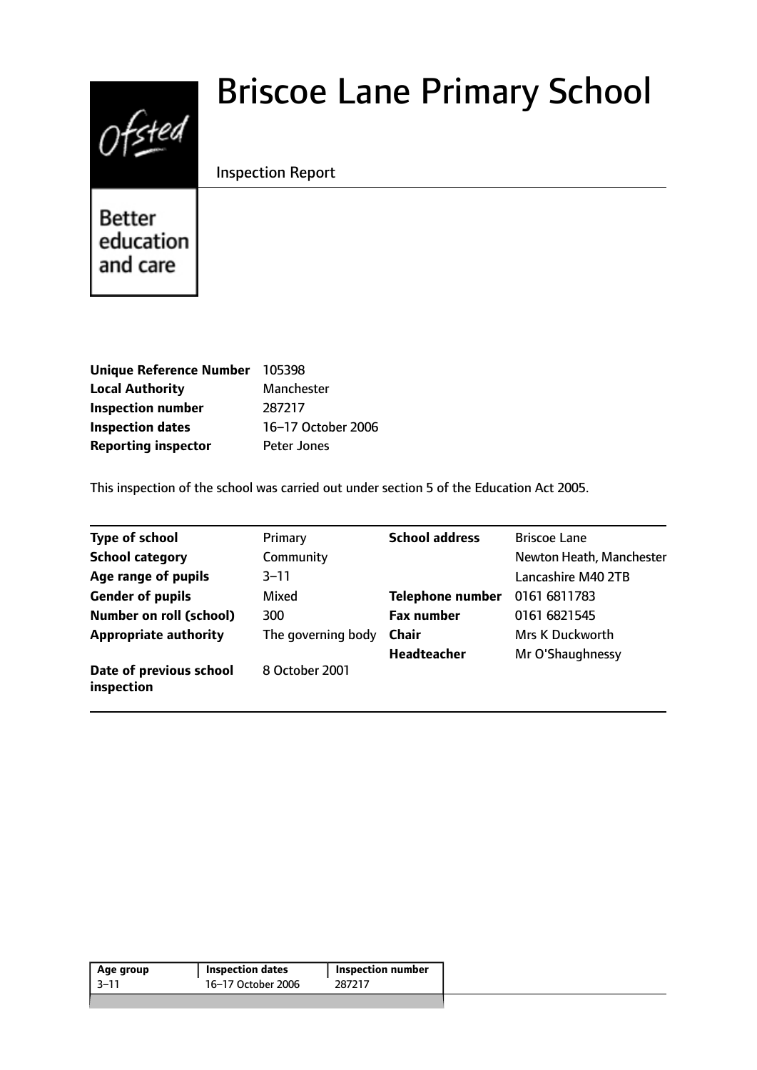# Briscoe Lane Primary School

Inspection Report

Better education and care

| | |
|---|---|
| **Unique Reference Number** | 105398 |
| **Local Authority** | Manchester |
| **Inspection number** | 287217 |
| **Inspection dates** | 16–17 October 2006 |
| **Reporting inspector** | Peter Jones |

This inspection of the school was carried out under section 5 of the Education Act 2005.

| | | | |
|---|---|---|---|
| **Type of school** | Primary | **School address** | Briscoe Lane |
| **School category** | Community | | Newton Heath, Manchester |
| **Age range of pupils** | 3–11 | | Lancashire M40 2TB |
| **Gender of pupils** | Mixed | **Telephone number** | 0161 6811783 |
| **Number on roll (school)** | 300 | **Fax number** | 0161 6821545 |
| **Appropriate authority** | The governing body | **Chair** | Mrs K Duckworth |
| | | **Headteacher** | Mr O'Shaughnessy |
| **Date of previous school inspection** | 8 October 2001 | | |

| Age group | Inspection dates | Inspection number |
|---|---|---|
| 3–11 | 16–17 October 2006 | 287217 |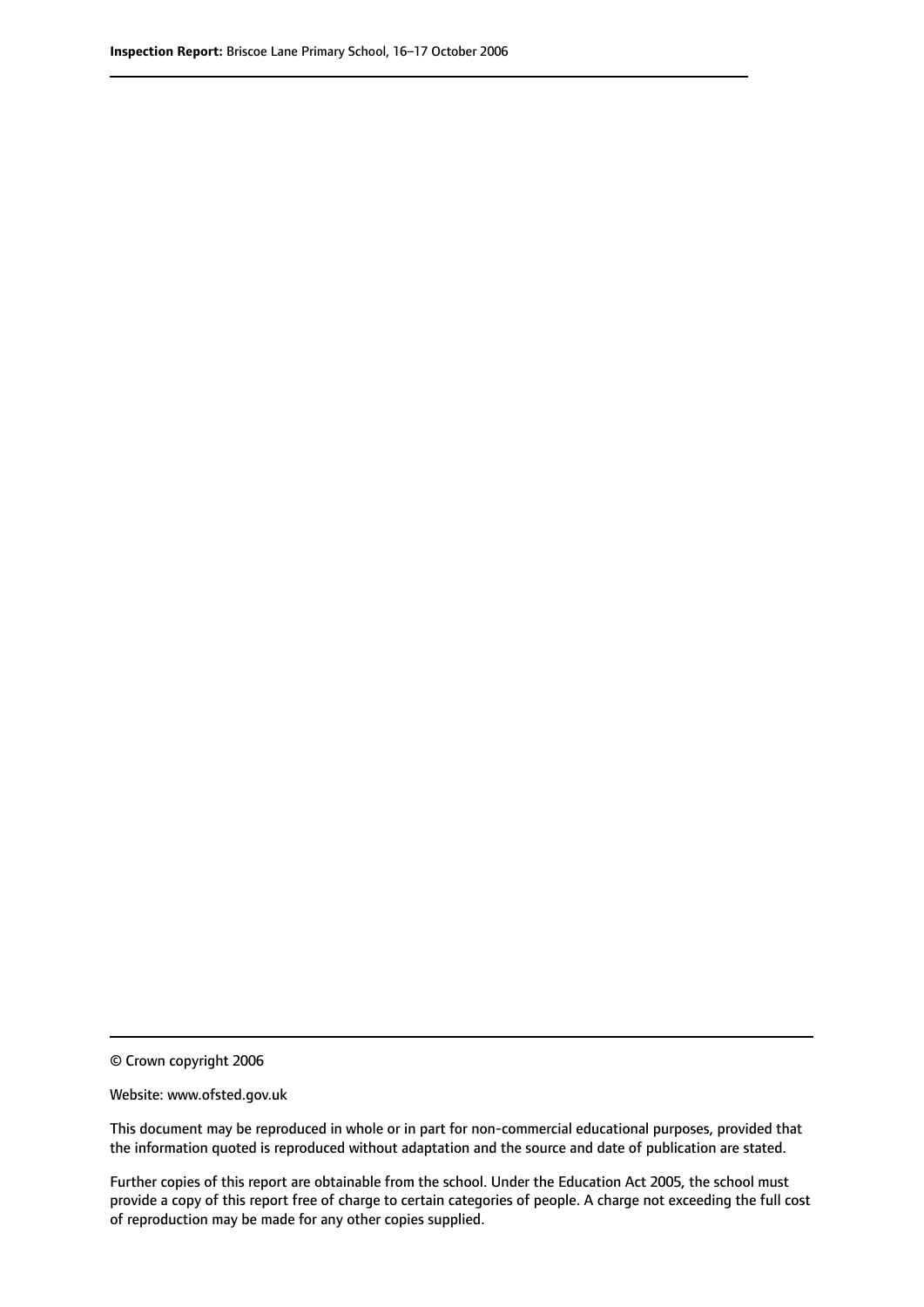© Crown copyright 2006

Website: www.ofsted.gov.uk

This document may be reproduced in whole or in part for non-commercial educational purposes, provided that the information quoted is reproduced without adaptation and the source and date of publication are stated.

Further copies of this report are obtainable from the school. Under the Education Act 2005, the school must provide a copy of this report free of charge to certain categories of people. A charge not exceeding the full cost of reproduction may be made for any other copies supplied.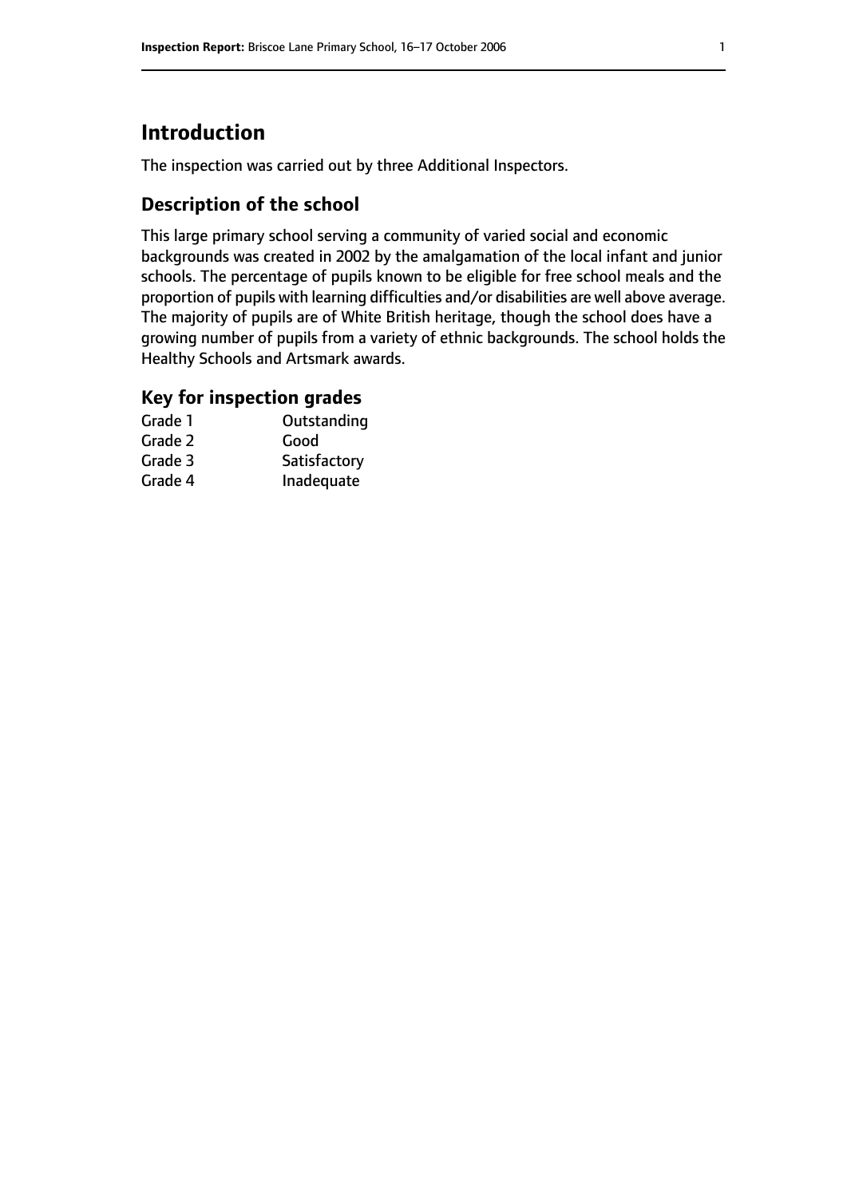# Introduction

The inspection was carried out by three Additional Inspectors.

## Description of the school

This large primary school serving a community of varied social and economic backgrounds was created in 2002 by the amalgamation of the local infant and junior schools. The percentage of pupils known to be eligible for free school meals and the proportion of pupils with learning difficulties and/or disabilities are well above average. The majority of pupils are of White British heritage, though the school does have a growing number of pupils from a variety of ethnic backgrounds. The school holds the Healthy Schools and Artsmark awards.

## Key for inspection grades

| | |
|---|---|
| Grade 1 | Outstanding |
| Grade 2 | Good |
| Grade 3 | Satisfactory |
| Grade 4 | Inadequate |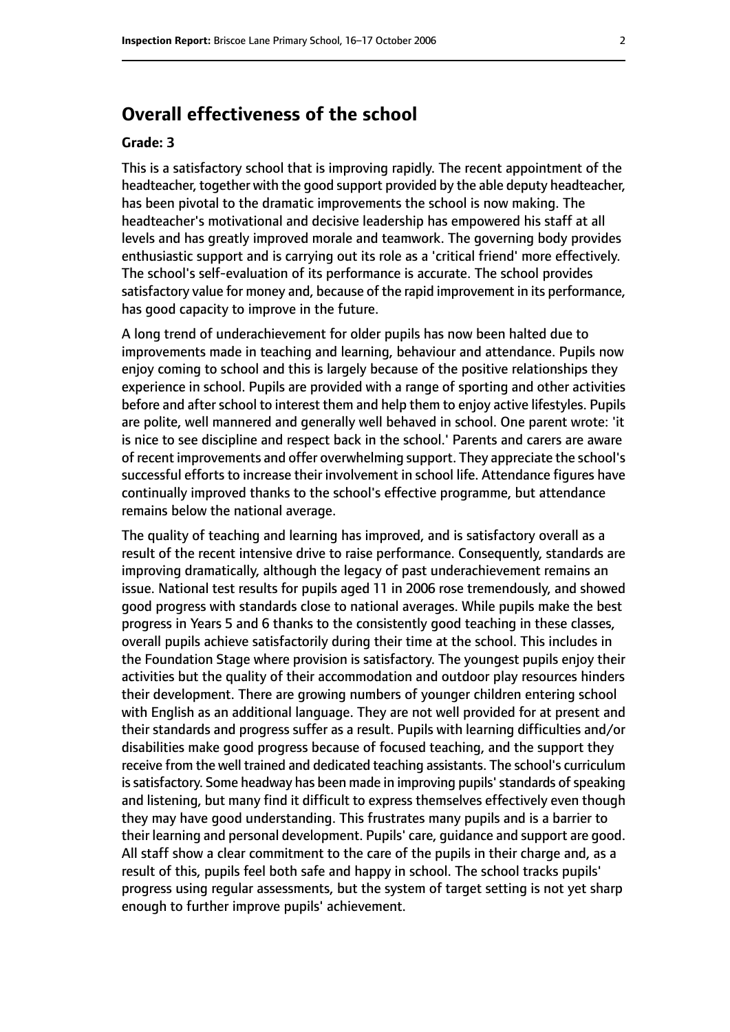## Overall effectiveness of the school

**Grade: 3**

This is a satisfactory school that is improving rapidly. The recent appointment of the headteacher, together with the good support provided by the able deputy headteacher, has been pivotal to the dramatic improvements the school is now making. The headteacher's motivational and decisive leadership has empowered his staff at all levels and has greatly improved morale and teamwork. The governing body provides enthusiastic support and is carrying out its role as a 'critical friend' more effectively. The school's self-evaluation of its performance is accurate. The school provides satisfactory value for money and, because of the rapid improvement in its performance, has good capacity to improve in the future.

A long trend of underachievement for older pupils has now been halted due to improvements made in teaching and learning, behaviour and attendance. Pupils now enjoy coming to school and this is largely because of the positive relationships they experience in school. Pupils are provided with a range of sporting and other activities before and after school to interest them and help them to enjoy active lifestyles. Pupils are polite, well mannered and generally well behaved in school. One parent wrote: 'it is nice to see discipline and respect back in the school.' Parents and carers are aware of recent improvements and offer overwhelming support. They appreciate the school's successful efforts to increase their involvement in school life. Attendance figures have continually improved thanks to the school's effective programme, but attendance remains below the national average.

The quality of teaching and learning has improved, and is satisfactory overall as a result of the recent intensive drive to raise performance. Consequently, standards are improving dramatically, although the legacy of past underachievement remains an issue. National test results for pupils aged 11 in 2006 rose tremendously, and showed good progress with standards close to national averages. While pupils make the best progress in Years 5 and 6 thanks to the consistently good teaching in these classes, overall pupils achieve satisfactorily during their time at the school. This includes in the Foundation Stage where provision is satisfactory. The youngest pupils enjoy their activities but the quality of their accommodation and outdoor play resources hinders their development. There are growing numbers of younger children entering school with English as an additional language. They are not well provided for at present and their standards and progress suffer as a result. Pupils with learning difficulties and/or disabilities make good progress because of focused teaching, and the support they receive from the well trained and dedicated teaching assistants. The school's curriculum is satisfactory. Some headway has been made in improving pupils' standards of speaking and listening, but many find it difficult to express themselves effectively even though they may have good understanding. This frustrates many pupils and is a barrier to their learning and personal development. Pupils' care, guidance and support are good. All staff show a clear commitment to the care of the pupils in their charge and, as a result of this, pupils feel both safe and happy in school. The school tracks pupils' progress using regular assessments, but the system of target setting is not yet sharp enough to further improve pupils' achievement.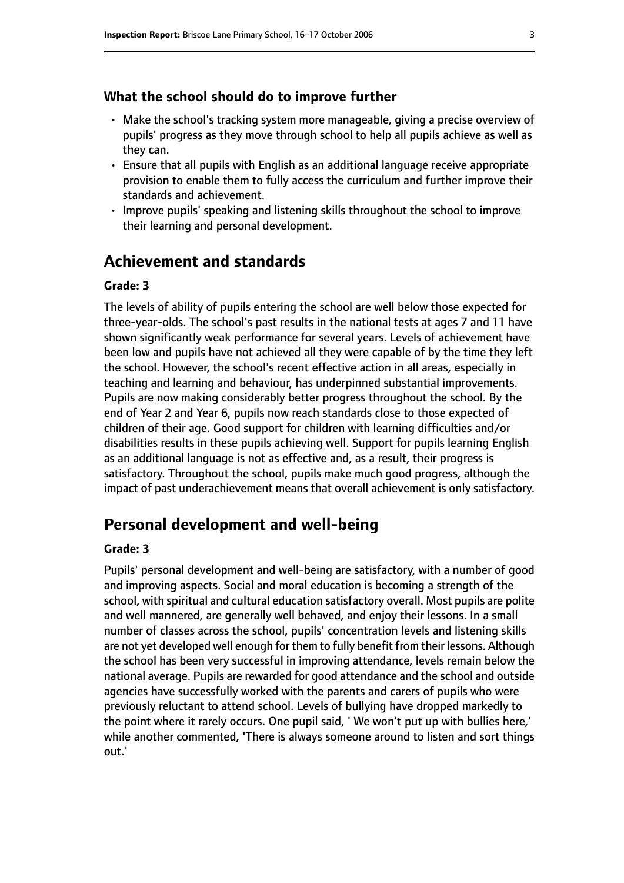## What the school should do to improve further

- Make the school's tracking system more manageable, giving a precise overview of pupils' progress as they move through school to help all pupils achieve as well as they can.
- Ensure that all pupils with English as an additional language receive appropriate provision to enable them to fully access the curriculum and further improve their standards and achievement.
- Improve pupils' speaking and listening skills throughout the school to improve their learning and personal development.

# Achievement and standards

**Grade: 3**

The levels of ability of pupils entering the school are well below those expected for three-year-olds. The school's past results in the national tests at ages 7 and 11 have shown significantly weak performance for several years. Levels of achievement have been low and pupils have not achieved all they were capable of by the time they left the school. However, the school's recent effective action in all areas, especially in teaching and learning and behaviour, has underpinned substantial improvements. Pupils are now making considerably better progress throughout the school. By the end of Year 2 and Year 6, pupils now reach standards close to those expected of children of their age. Good support for children with learning difficulties and/or disabilities results in these pupils achieving well. Support for pupils learning English as an additional language is not as effective and, as a result, their progress is satisfactory. Throughout the school, pupils make much good progress, although the impact of past underachievement means that overall achievement is only satisfactory.

# Personal development and well-being

**Grade: 3**

Pupils' personal development and well-being are satisfactory, with a number of good and improving aspects. Social and moral education is becoming a strength of the school, with spiritual and cultural education satisfactory overall. Most pupils are polite and well mannered, are generally well behaved, and enjoy their lessons. In a small number of classes across the school, pupils' concentration levels and listening skills are not yet developed well enough for them to fully benefit from their lessons. Although the school has been very successful in improving attendance, levels remain below the national average. Pupils are rewarded for good attendance and the school and outside agencies have successfully worked with the parents and carers of pupils who were previously reluctant to attend school. Levels of bullying have dropped markedly to the point where it rarely occurs. One pupil said, ' We won't put up with bullies here,' while another commented, 'There is always someone around to listen and sort things out.'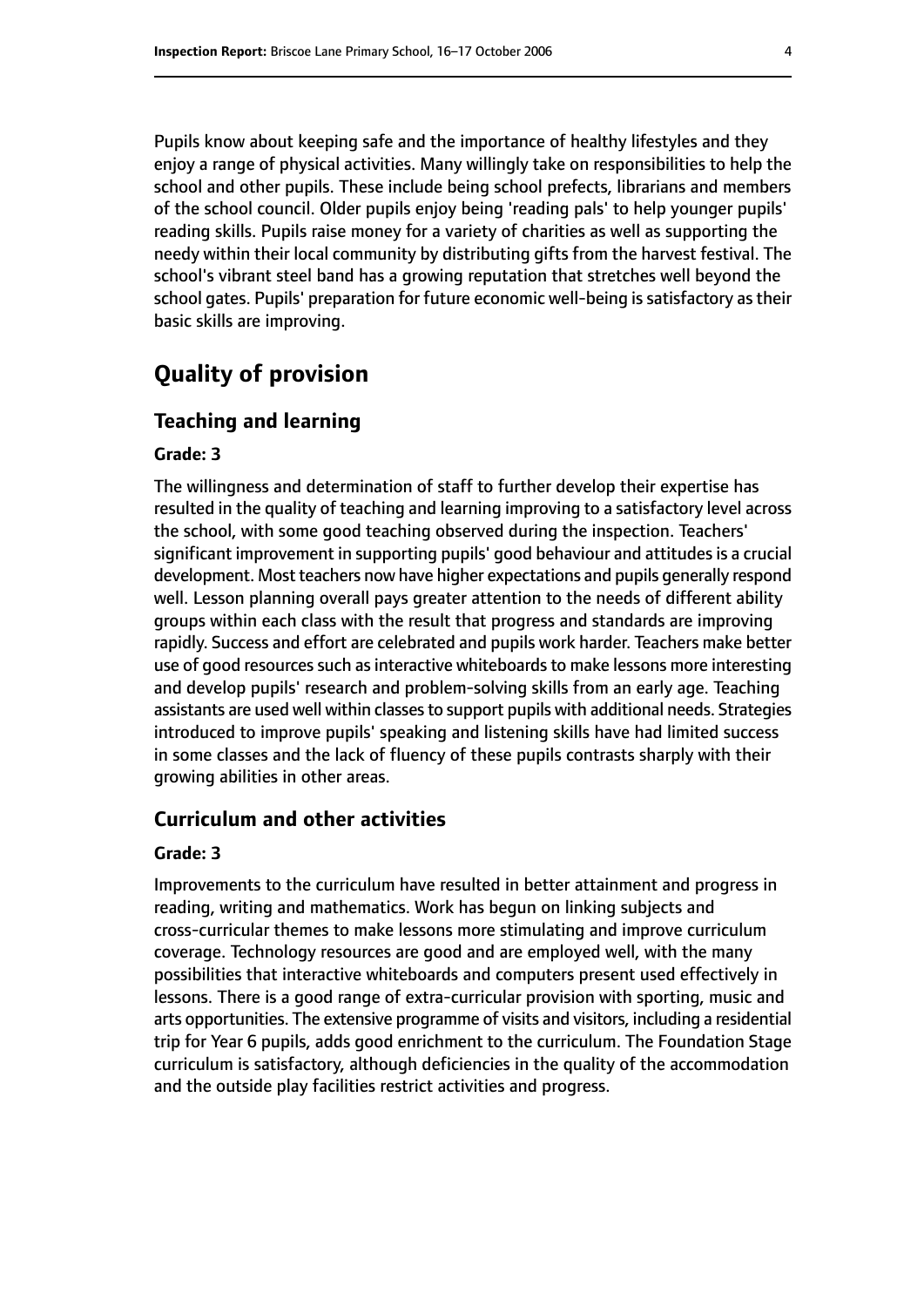Pupils know about keeping safe and the importance of healthy lifestyles and they enjoy a range of physical activities. Many willingly take on responsibilities to help the school and other pupils. These include being school prefects, librarians and members of the school council. Older pupils enjoy being 'reading pals' to help younger pupils' reading skills. Pupils raise money for a variety of charities as well as supporting the needy within their local community by distributing gifts from the harvest festival. The school's vibrant steel band has a growing reputation that stretches well beyond the school gates. Pupils' preparation for future economic well-being is satisfactory as their basic skills are improving.

# Quality of provision

## Teaching and learning

### Grade: 3

The willingness and determination of staff to further develop their expertise has resulted in the quality of teaching and learning improving to a satisfactory level across the school, with some good teaching observed during the inspection. Teachers' significant improvement in supporting pupils' good behaviour and attitudes is a crucial development. Most teachers now have higher expectations and pupils generally respond well. Lesson planning overall pays greater attention to the needs of different ability groups within each class with the result that progress and standards are improving rapidly. Success and effort are celebrated and pupils work harder. Teachers make better use of good resources such as interactive whiteboards to make lessons more interesting and develop pupils' research and problem-solving skills from an early age. Teaching assistants are used well within classes to support pupils with additional needs. Strategies introduced to improve pupils' speaking and listening skills have had limited success in some classes and the lack of fluency of these pupils contrasts sharply with their growing abilities in other areas.

## Curriculum and other activities

### Grade: 3

Improvements to the curriculum have resulted in better attainment and progress in reading, writing and mathematics. Work has begun on linking subjects and cross-curricular themes to make lessons more stimulating and improve curriculum coverage. Technology resources are good and are employed well, with the many possibilities that interactive whiteboards and computers present used effectively in lessons. There is a good range of extra-curricular provision with sporting, music and arts opportunities. The extensive programme of visits and visitors, including a residential trip for Year 6 pupils, adds good enrichment to the curriculum. The Foundation Stage curriculum is satisfactory, although deficiencies in the quality of the accommodation and the outside play facilities restrict activities and progress.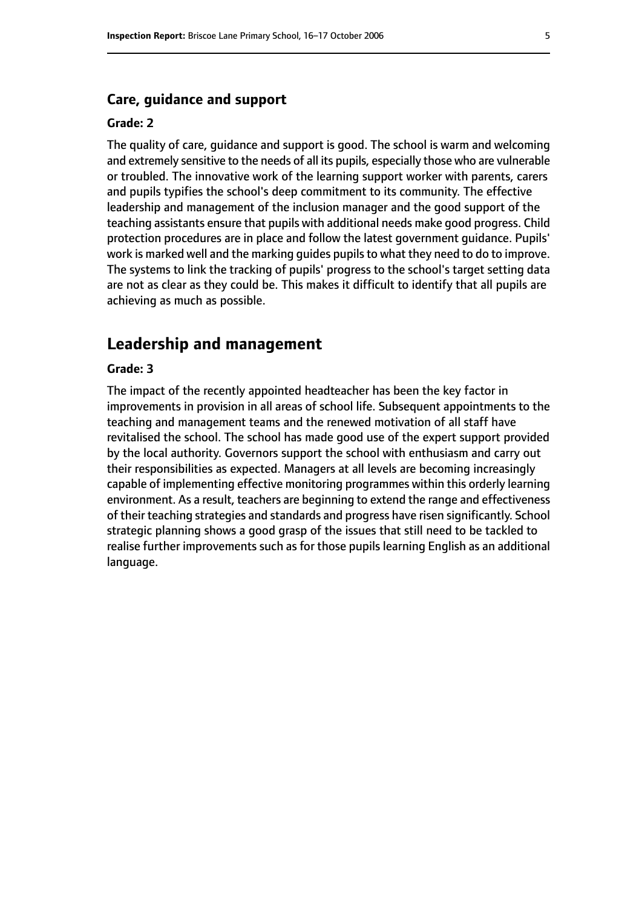### Care, guidance and support

#### Grade: 2

The quality of care, guidance and support is good. The school is warm and welcoming and extremely sensitive to the needs of all its pupils, especially those who are vulnerable or troubled. The innovative work of the learning support worker with parents, carers and pupils typifies the school's deep commitment to its community. The effective leadership and management of the inclusion manager and the good support of the teaching assistants ensure that pupils with additional needs make good progress. Child protection procedures are in place and follow the latest government guidance. Pupils' work is marked well and the marking guides pupils to what they need to do to improve. The systems to link the tracking of pupils' progress to the school's target setting data are not as clear as they could be. This makes it difficult to identify that all pupils are achieving as much as possible.

## Leadership and management

#### Grade: 3

The impact of the recently appointed headteacher has been the key factor in improvements in provision in all areas of school life. Subsequent appointments to the teaching and management teams and the renewed motivation of all staff have revitalised the school. The school has made good use of the expert support provided by the local authority. Governors support the school with enthusiasm and carry out their responsibilities as expected. Managers at all levels are becoming increasingly capable of implementing effective monitoring programmes within this orderly learning environment. As a result, teachers are beginning to extend the range and effectiveness of their teaching strategies and standards and progress have risen significantly. School strategic planning shows a good grasp of the issues that still need to be tackled to realise further improvements such as for those pupils learning English as an additional language.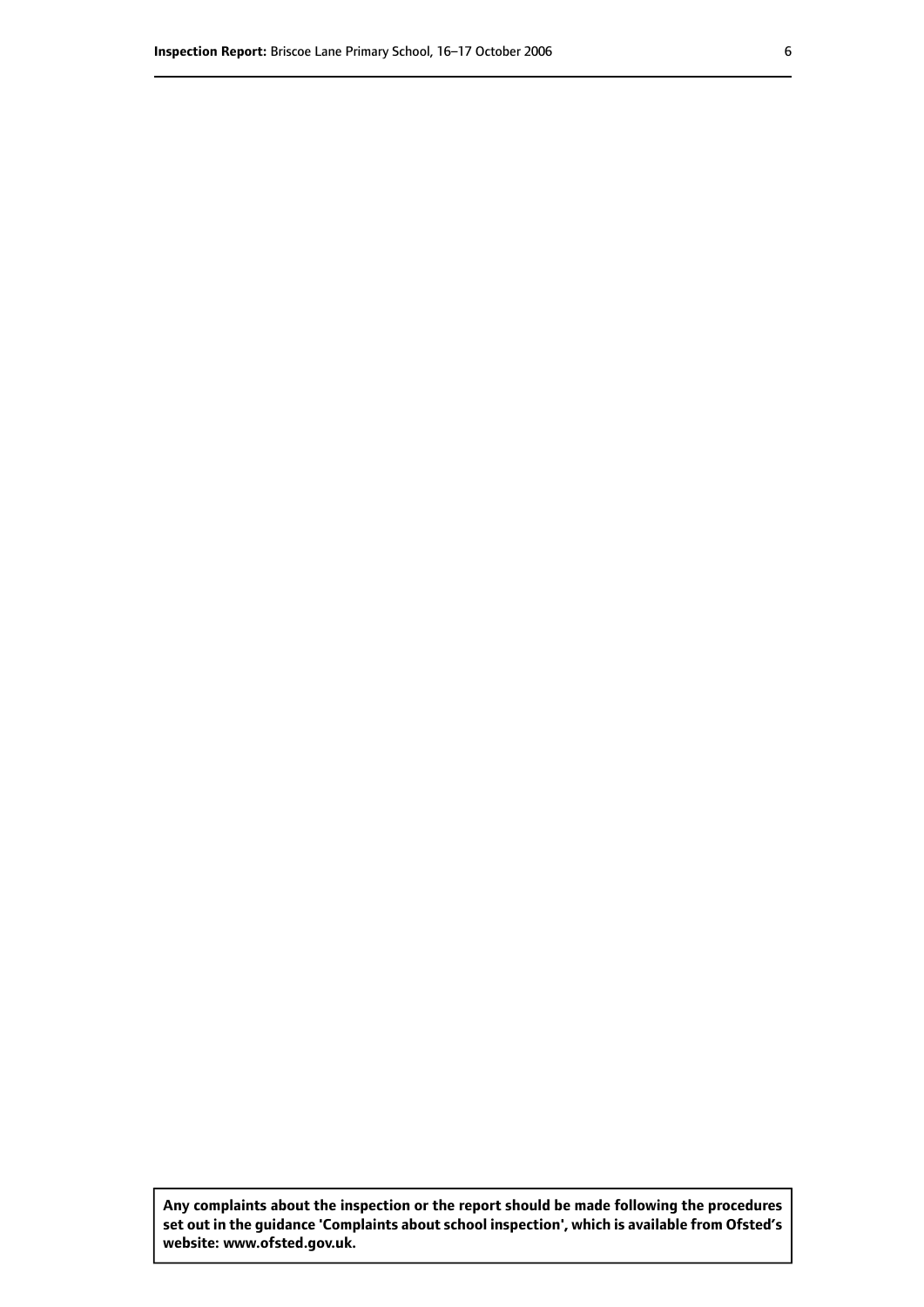**Any complaints about the inspection or the report should be made following the procedures set out in the guidance 'Complaints about school inspection', which is available from Ofsted's website: www.ofsted.gov.uk.**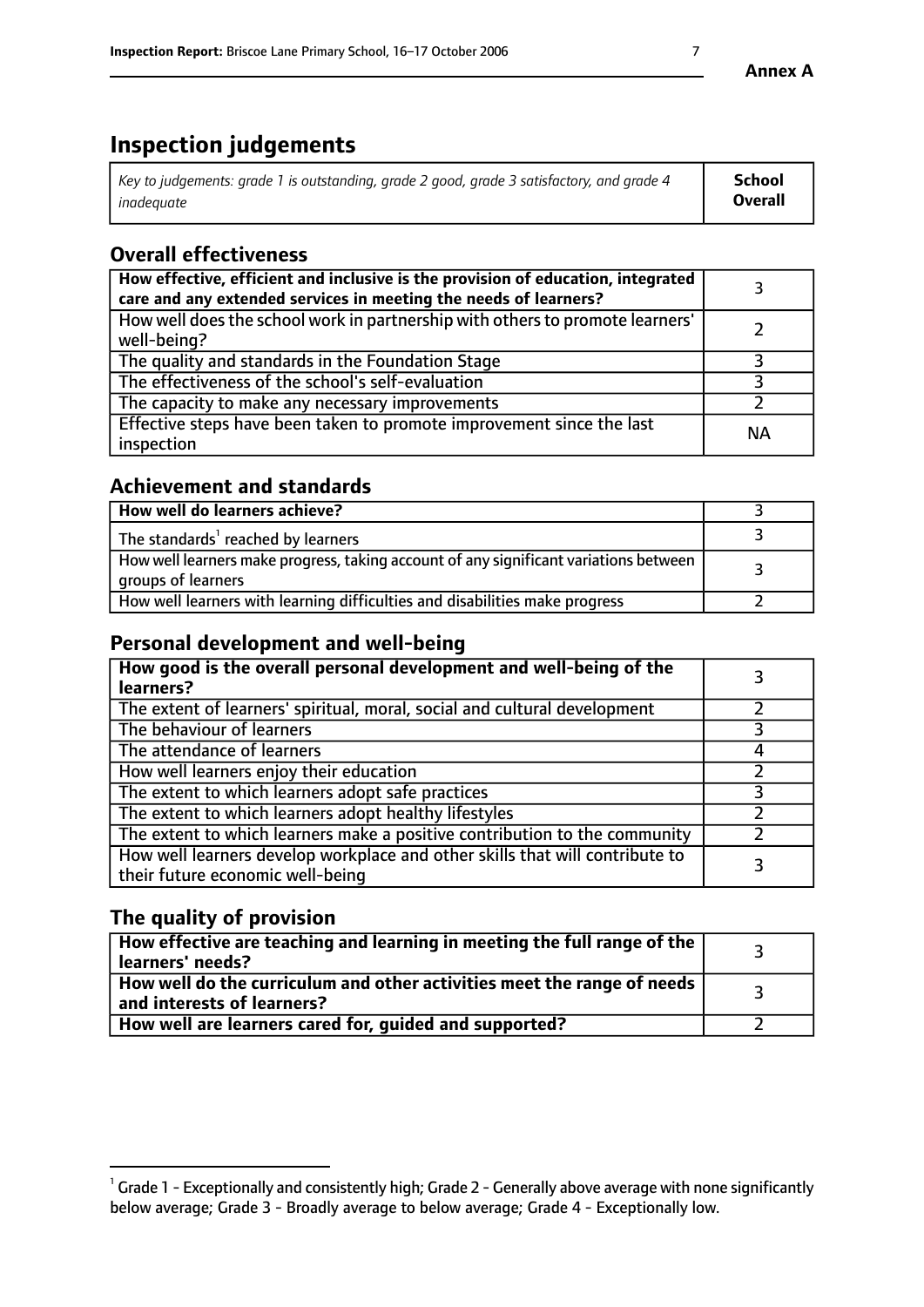# Inspection judgements

| *Key to judgements: grade 1 is outstanding, grade 2 good, grade 3 satisfactory, and grade 4 inadequate* | **School Overall** |
|---|---|

## Overall effectiveness

| | |
|---|---|
| **How effective, efficient and inclusive is the provision of education, integrated care and any extended services in meeting the needs of learners?** | 3 |
| How well does the school work in partnership with others to promote learners' well-being? | 2 |
| The quality and standards in the Foundation Stage | 3 |
| The effectiveness of the school's self-evaluation | 3 |
| The capacity to make any necessary improvements | 2 |
| Effective steps have been taken to promote improvement since the last inspection | NA |

## Achievement and standards

| | |
|---|---|
| **How well do learners achieve?** | 3 |
| The standards[1] reached by learners | 3 |
| How well learners make progress, taking account of any significant variations between groups of learners | 3 |
| How well learners with learning difficulties and disabilities make progress | 2 |

## Personal development and well-being

| | |
|---|---|
| **How good is the overall personal development and well-being of the learners?** | 3 |
| The extent of learners' spiritual, moral, social and cultural development | 2 |
| The behaviour of learners | 3 |
| The attendance of learners | 4 |
| How well learners enjoy their education | 2 |
| The extent to which learners adopt safe practices | 3 |
| The extent to which learners adopt healthy lifestyles | 2 |
| The extent to which learners make a positive contribution to the community | 2 |
| How well learners develop workplace and other skills that will contribute to their future economic well-being | 3 |

## The quality of provision

| | |
|---|---|
| **How effective are teaching and learning in meeting the full range of the learners' needs?** | 3 |
| **How well do the curriculum and other activities meet the range of needs and interests of learners?** | 3 |
| **How well are learners cared for, guided and supported?** | 2 |

[1] Grade 1 - Exceptionally and consistently high; Grade 2 - Generally above average with none significantly below average; Grade 3 - Broadly average to below average; Grade 4 - Exceptionally low.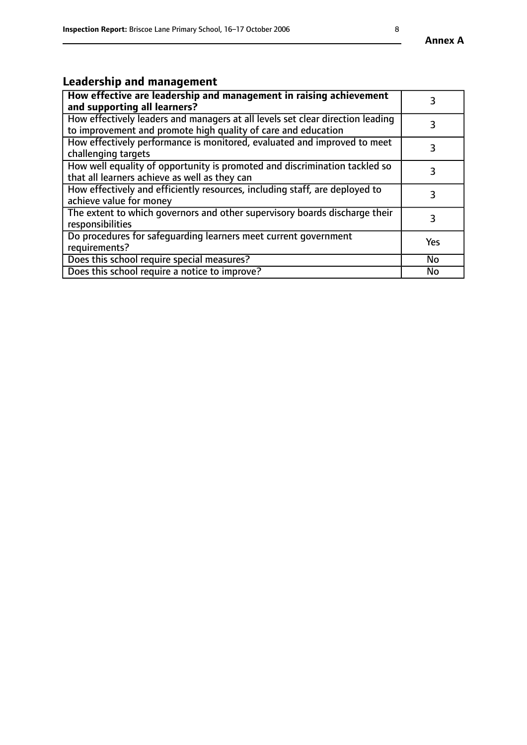## Leadership and management

| How effective are leadership and management in raising achievement and supporting all learners? | 3 |
|---|---|
| How effectively leaders and managers at all levels set clear direction leading to improvement and promote high quality of care and education | 3 |
| How effectively performance is monitored, evaluated and improved to meet challenging targets | 3 |
| How well equality of opportunity is promoted and discrimination tackled so that all learners achieve as well as they can | 3 |
| How effectively and efficiently resources, including staff, are deployed to achieve value for money | 3 |
| The extent to which governors and other supervisory boards discharge their responsibilities | 3 |
| Do procedures for safeguarding learners meet current government requirements? | Yes |
| Does this school require special measures? | No |
| Does this school require a notice to improve? | No |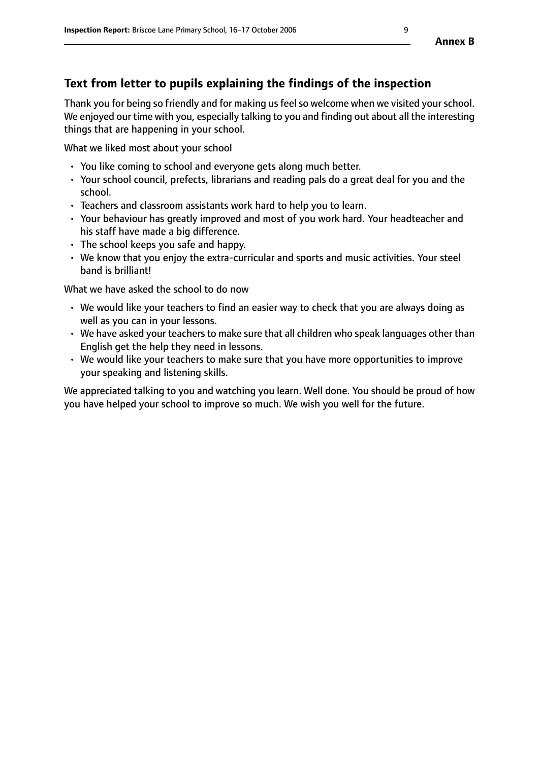## Text from letter to pupils explaining the findings of the inspection

Thank you for being so friendly and for making us feel so welcome when we visited your school. We enjoyed our time with you, especially talking to you and finding out about all the interesting things that are happening in your school.

What we liked most about your school

- You like coming to school and everyone gets along much better.
- Your school council, prefects, librarians and reading pals do a great deal for you and the school.
- Teachers and classroom assistants work hard to help you to learn.
- Your behaviour has greatly improved and most of you work hard. Your headteacher and his staff have made a big difference.
- The school keeps you safe and happy.
- We know that you enjoy the extra-curricular and sports and music activities. Your steel band is brilliant!

What we have asked the school to do now

- We would like your teachers to find an easier way to check that you are always doing as well as you can in your lessons.
- We have asked your teachers to make sure that all children who speak languages other than English get the help they need in lessons.
- We would like your teachers to make sure that you have more opportunities to improve your speaking and listening skills.

We appreciated talking to you and watching you learn. Well done. You should be proud of how you have helped your school to improve so much. We wish you well for the future.